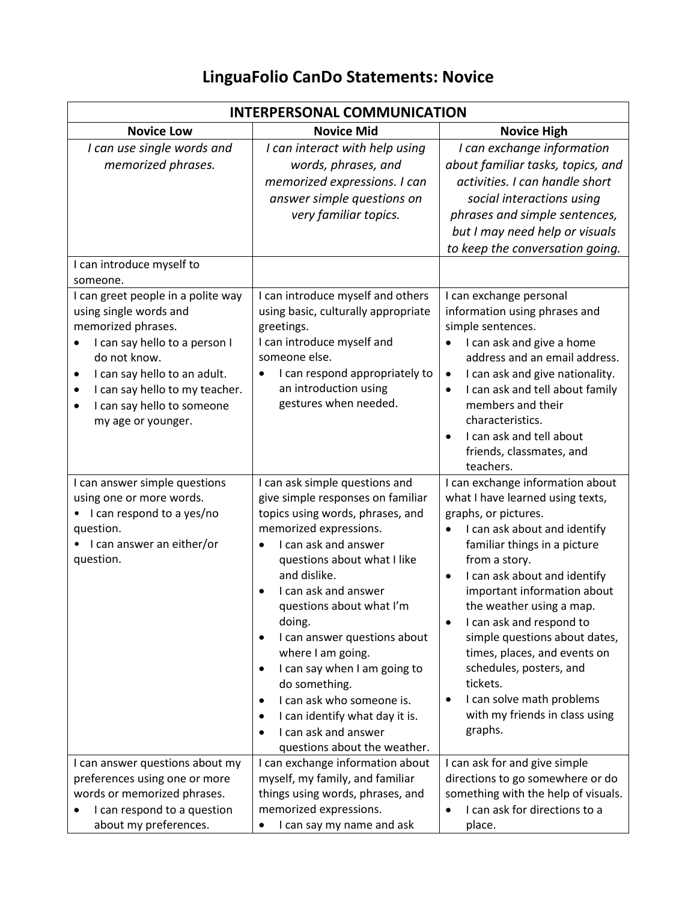# LinguaFolio CanDo Statements: Novice

| INTERPERSONAL COMMUNICATION | | |
|---|---|---|
| **Novice Low** | **Novice Mid** | **Novice High** |
| *I can use single words and memorized phrases.* | *I can interact with help using words, phrases, and memorized expressions. I can answer simple questions on very familiar topics.* | *I can exchange information about familiar tasks, topics, and activities. I can handle short social interactions using phrases and simple sentences, but I may need help or visuals to keep the conversation going.* |
| I can introduce myself to someone. | | |
| I can greet people in a polite way using single words and memorized phrases.<br>• I can say hello to a person I do not know.<br>• I can say hello to an adult.<br>• I can say hello to my teacher.<br>• I can say hello to someone my age or younger. | I can introduce myself and others using basic, culturally appropriate greetings.<br>I can introduce myself and someone else.<br>• I can respond appropriately to an introduction using gestures when needed. | I can exchange personal information using phrases and simple sentences.<br>• I can ask and give a home address and an email address.<br>• I can ask and give nationality.<br>• I can ask and tell about family members and their characteristics.<br>• I can ask and tell about friends, classmates, and teachers. |
| I can answer simple questions using one or more words.<br>• I can respond to a yes/no question.<br>• I can answer an either/or question. | I can ask simple questions and give simple responses on familiar topics using words, phrases, and memorized expressions.<br>• I can ask and answer questions about what I like and dislike.<br>• I can ask and answer questions about what I'm doing.<br>• I can answer questions about where I am going.<br>• I can say when I am going to do something.<br>• I can ask who someone is.<br>• I can identify what day it is.<br>• I can ask and answer questions about the weather. | I can exchange information about what I have learned using texts, graphs, or pictures.<br>• I can ask about and identify familiar things in a picture from a story.<br>• I can ask about and identify important information about the weather using a map.<br>• I can ask and respond to simple questions about dates, times, places, and events on schedules, posters, and tickets.<br>• I can solve math problems with my friends in class using graphs. |
| I can answer questions about my preferences using one or more words or memorized phrases.<br>• I can respond to a question about my preferences. | I can exchange information about myself, my family, and familiar things using words, phrases, and memorized expressions.<br>• I can say my name and ask | I can ask for and give simple directions to go somewhere or do something with the help of visuals.<br>• I can ask for directions to a place. |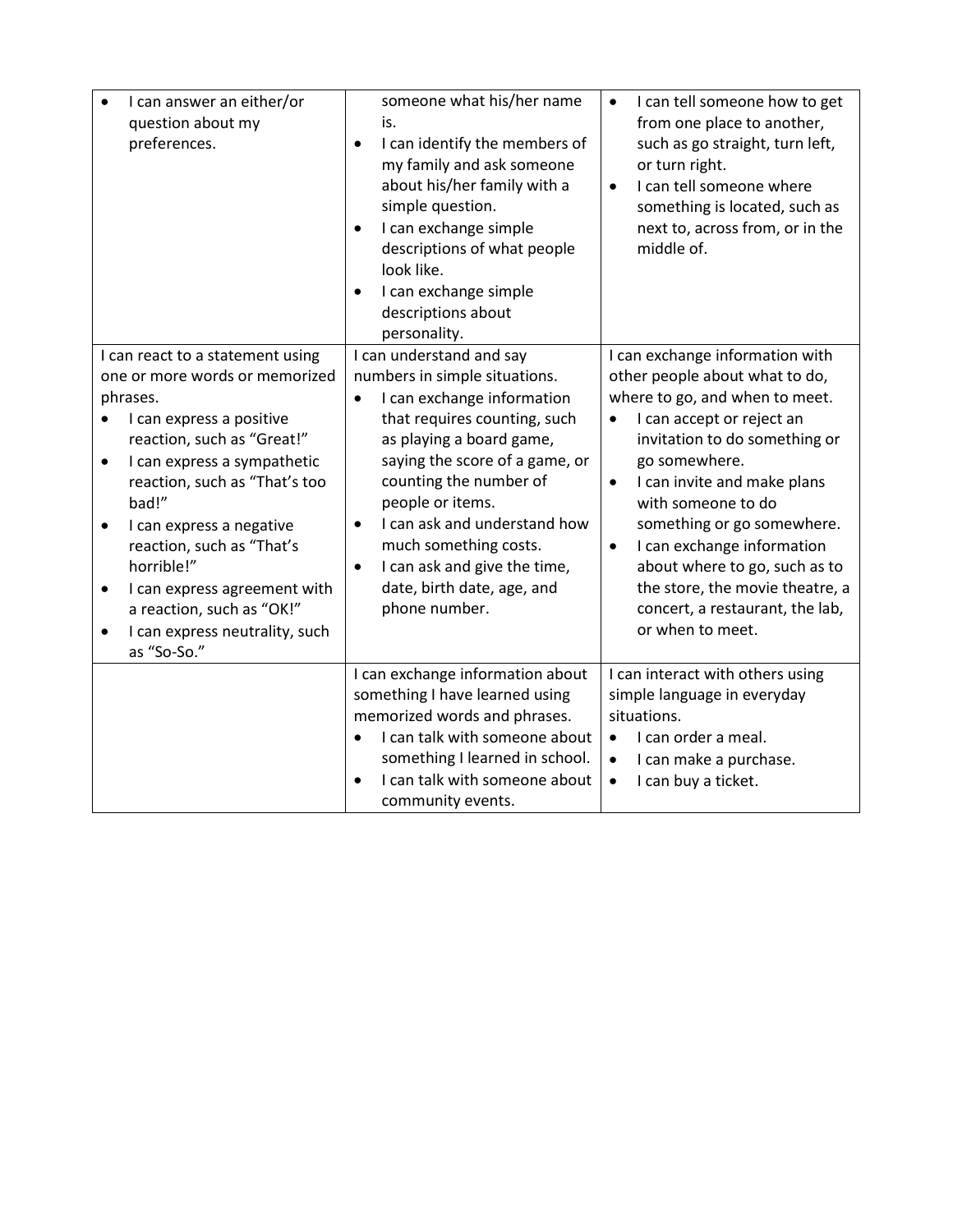| | | |
|---|---|---|
| • I can answer an either/or question about my preferences. | someone what his/her name is.<br>• I can identify the members of my family and ask someone about his/her family with a simple question.<br>• I can exchange simple descriptions of what people look like.<br>• I can exchange simple descriptions about personality. | • I can tell someone how to get from one place to another, such as go straight, turn left, or turn right.<br>• I can tell someone where something is located, such as next to, across from, or in the middle of. |
| I can react to a statement using one or more words or memorized phrases.<br>• I can express a positive reaction, such as "Great!"<br>• I can express a sympathetic reaction, such as "That's too bad!"<br>• I can express a negative reaction, such as "That's horrible!"<br>• I can express agreement with a reaction, such as "OK!"<br>• I can express neutrality, such as "So-So." | I can understand and say numbers in simple situations.<br>• I can exchange information that requires counting, such as playing a board game, saying the score of a game, or counting the number of people or items.<br>• I can ask and understand how much something costs.<br>• I can ask and give the time, date, birth date, age, and phone number. | I can exchange information with other people about what to do, where to go, and when to meet.<br>• I can accept or reject an invitation to do something or go somewhere.<br>• I can invite and make plans with someone to do something or go somewhere.<br>• I can exchange information about where to go, such as to the store, the movie theatre, a concert, a restaurant, the lab, or when to meet. |
| | I can exchange information about something I have learned using memorized words and phrases.<br>• I can talk with someone about something I learned in school.<br>• I can talk with someone about community events. | I can interact with others using simple language in everyday situations.<br>• I can order a meal.<br>• I can make a purchase.<br>• I can buy a ticket. |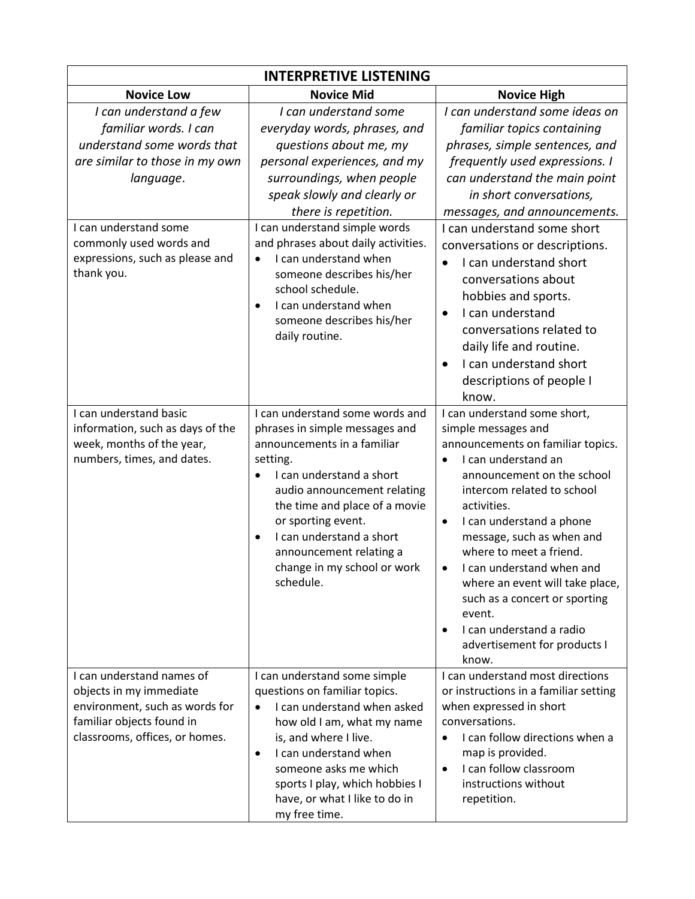| INTERPRETIVE LISTENING | | |
|---|---|---|
| **Novice Low** | **Novice Mid** | **Novice High** |
| *I can understand a few familiar words. I can understand some words that are similar to those in my own language.* | *I can understand some everyday words, phrases, and questions about me, my personal experiences, and my surroundings, when people speak slowly and clearly or there is repetition.* | *I can understand some ideas on familiar topics containing phrases, simple sentences, and frequently used expressions. I can understand the main point in short conversations, messages, and announcements.* |
| I can understand some commonly used words and expressions, such as please and thank you. | I can understand simple words and phrases about daily activities.<br>• I can understand when someone describes his/her school schedule.<br>• I can understand when someone describes his/her daily routine. | I can understand some short conversations or descriptions.<br>• I can understand short conversations about hobbies and sports.<br>• I can understand conversations related to daily life and routine.<br>• I can understand short descriptions of people I know. |
| I can understand basic information, such as days of the week, months of the year, numbers, times, and dates. | I can understand some words and phrases in simple messages and announcements in a familiar setting.<br>• I can understand a short audio announcement relating the time and place of a movie or sporting event.<br>• I can understand a short announcement relating a change in my school or work schedule. | I can understand some short, simple messages and announcements on familiar topics.<br>• I can understand an announcement on the school intercom related to school activities.<br>• I can understand a phone message, such as when and where to meet a friend.<br>• I can understand when and where an event will take place, such as a concert or sporting event.<br>• I can understand a radio advertisement for products I know. |
| I can understand names of objects in my immediate environment, such as words for familiar objects found in classrooms, offices, or homes. | I can understand some simple questions on familiar topics.<br>• I can understand when asked how old I am, what my name is, and where I live.<br>• I can understand when someone asks me which sports I play, which hobbies I have, or what I like to do in my free time. | I can understand most directions or instructions in a familiar setting when expressed in short conversations.<br>• I can follow directions when a map is provided.<br>• I can follow classroom instructions without repetition. |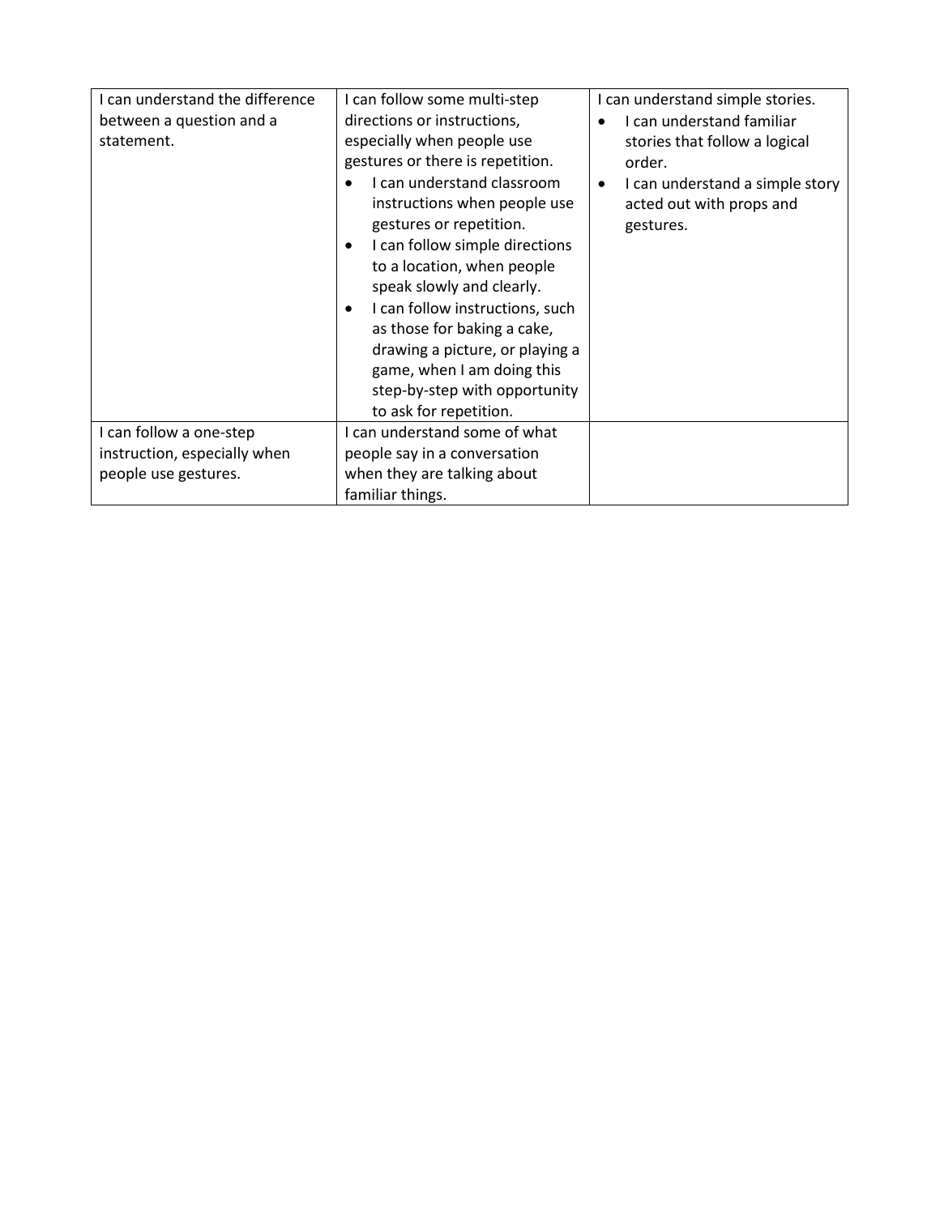| I can understand the difference between a question and a statement. | I can follow some multi-step directions or instructions, especially when people use gestures or there is repetition.<br>• I can understand classroom instructions when people use gestures or repetition.<br>• I can follow simple directions to a location, when people speak slowly and clearly.<br>• I can follow instructions, such as those for baking a cake, drawing a picture, or playing a game, when I am doing this step-by-step with opportunity to ask for repetition. | I can understand simple stories.<br>• I can understand familiar stories that follow a logical order.<br>• I can understand a simple story acted out with props and gestures. |
|---|---|---|
| I can follow a one-step instruction, especially when people use gestures. | I can understand some of what people say in a conversation when they are talking about familiar things. | |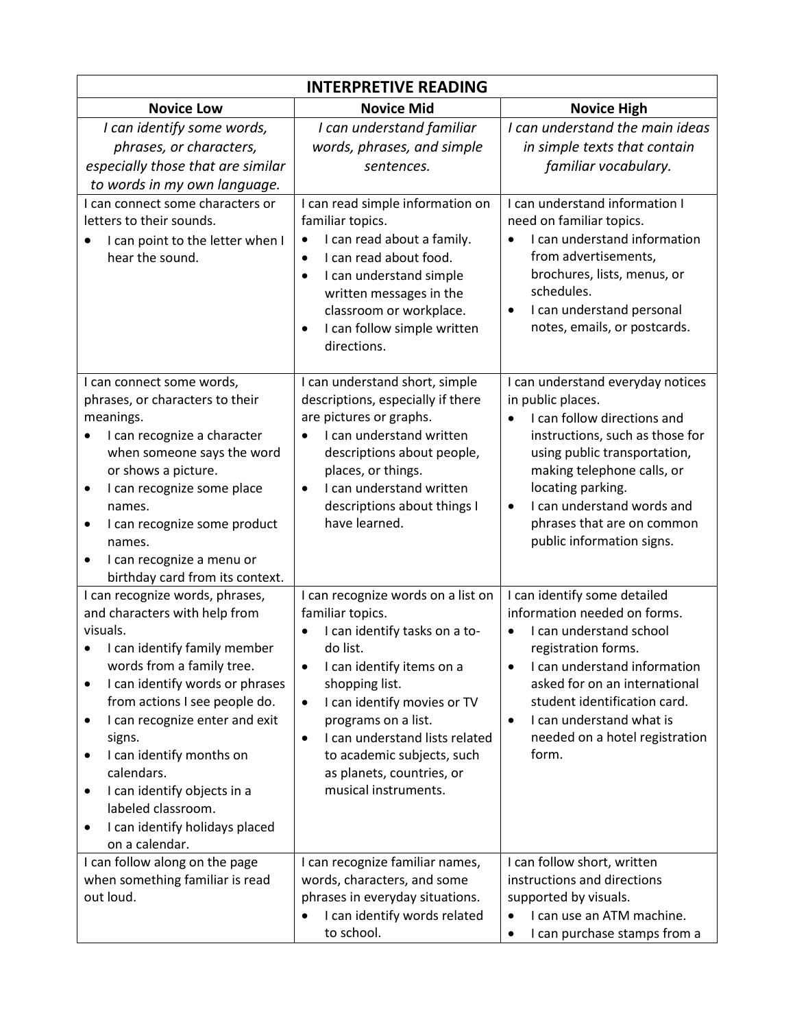| INTERPRETIVE READING | | |
|---|---|---|
| **Novice Low** | **Novice Mid** | **Novice High** |
| *I can identify some words, phrases, or characters, especially those that are similar to words in my own language.* | *I can understand familiar words, phrases, and simple sentences.* | *I can understand the main ideas in simple texts that contain familiar vocabulary.* |
| I can connect some characters or letters to their sounds.<br>• I can point to the letter when I hear the sound. | I can read simple information on familiar topics.<br>• I can read about a family.<br>• I can read about food.<br>• I can understand simple written messages in the classroom or workplace.<br>• I can follow simple written directions. | I can understand information I need on familiar topics.<br>• I can understand information from advertisements, brochures, lists, menus, or schedules.<br>• I can understand personal notes, emails, or postcards. |
| I can connect some words, phrases, or characters to their meanings.<br>• I can recognize a character when someone says the word or shows a picture.<br>• I can recognize some place names.<br>• I can recognize some product names.<br>• I can recognize a menu or birthday card from its context. | I can understand short, simple descriptions, especially if there are pictures or graphs.<br>• I can understand written descriptions about people, places, or things.<br>• I can understand written descriptions about things I have learned. | I can understand everyday notices in public places.<br>• I can follow directions and instructions, such as those for using public transportation, making telephone calls, or locating parking.<br>• I can understand words and phrases that are on common public information signs. |
| I can recognize words, phrases, and characters with help from visuals.<br>• I can identify family member words from a family tree.<br>• I can identify words or phrases from actions I see people do.<br>• I can recognize enter and exit signs.<br>• I can identify months on calendars.<br>• I can identify objects in a labeled classroom.<br>• I can identify holidays placed on a calendar. | I can recognize words on a list on familiar topics.<br>• I can identify tasks on a to-do list.<br>• I can identify items on a shopping list.<br>• I can identify movies or TV programs on a list.<br>• I can understand lists related to academic subjects, such as planets, countries, or musical instruments. | I can identify some detailed information needed on forms.<br>• I can understand school registration forms.<br>• I can understand information asked for on an international student identification card.<br>• I can understand what is needed on a hotel registration form. |
| I can follow along on the page when something familiar is read out loud. | I can recognize familiar names, words, characters, and some phrases in everyday situations.<br>• I can identify words related to school. | I can follow short, written instructions and directions supported by visuals.<br>• I can use an ATM machine.<br>• I can purchase stamps from a |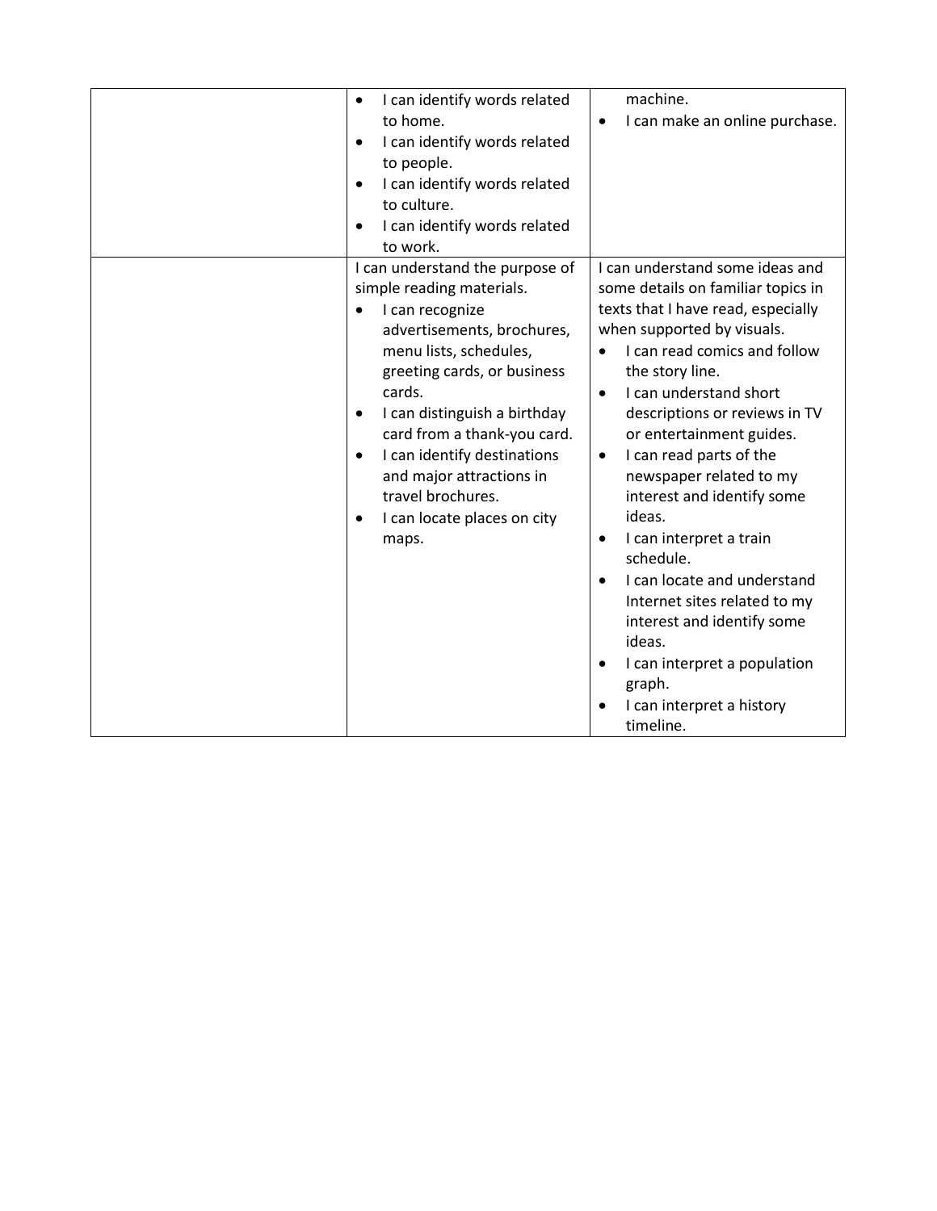|  |  |  |
|---|---|---|
|  | • I can identify words related to home.<br>• I can identify words related to people.<br>• I can identify words related to culture.<br>• I can identify words related to work. | machine.<br>• I can make an online purchase. |
|  | I can understand the purpose of simple reading materials.<br>• I can recognize advertisements, brochures, menu lists, schedules, greeting cards, or business cards.<br>• I can distinguish a birthday card from a thank-you card.<br>• I can identify destinations and major attractions in travel brochures.<br>• I can locate places on city maps. | I can understand some ideas and some details on familiar topics in texts that I have read, especially when supported by visuals.<br>• I can read comics and follow the story line.<br>• I can understand short descriptions or reviews in TV or entertainment guides.<br>• I can read parts of the newspaper related to my interest and identify some ideas.<br>• I can interpret a train schedule.<br>• I can locate and understand Internet sites related to my interest and identify some ideas.<br>• I can interpret a population graph.<br>• I can interpret a history timeline. |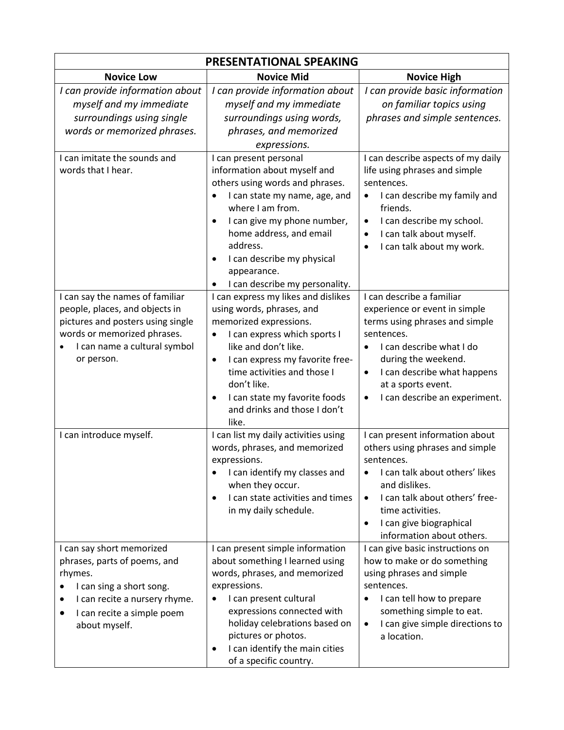| PRESENTATIONAL SPEAKING | | |
|---|---|---|
| **Novice Low** | **Novice Mid** | **Novice High** |
| *I can provide information about myself and my immediate surroundings using single words or memorized phrases.* | *I can provide information about myself and my immediate surroundings using words, phrases, and memorized expressions.* | *I can provide basic information on familiar topics using phrases and simple sentences.* |
| I can imitate the sounds and words that I hear. | I can present personal information about myself and others using words and phrases.<br>• I can state my name, age, and where I am from.<br>• I can give my phone number, home address, and email address.<br>• I can describe my physical appearance.<br>• I can describe my personality. | I can describe aspects of my daily life using phrases and simple sentences.<br>• I can describe my family and friends.<br>• I can describe my school.<br>• I can talk about myself.<br>• I can talk about my work. |
| I can say the names of familiar people, places, and objects in pictures and posters using single words or memorized phrases.<br>• I can name a cultural symbol or person. | I can express my likes and dislikes using words, phrases, and memorized expressions.<br>• I can express which sports I like and don't like.<br>• I can express my favorite free-time activities and those I don't like.<br>• I can state my favorite foods and drinks and those I don't like. | I can describe a familiar experience or event in simple terms using phrases and simple sentences.<br>• I can describe what I do during the weekend.<br>• I can describe what happens at a sports event.<br>• I can describe an experiment. |
| I can introduce myself. | I can list my daily activities using words, phrases, and memorized expressions.<br>• I can identify my classes and when they occur.<br>• I can state activities and times in my daily schedule. | I can present information about others using phrases and simple sentences.<br>• I can talk about others' likes and dislikes.<br>• I can talk about others' free-time activities.<br>• I can give biographical information about others. |
| I can say short memorized phrases, parts of poems, and rhymes.<br>• I can sing a short song.<br>• I can recite a nursery rhyme.<br>• I can recite a simple poem about myself. | I can present simple information about something I learned using words, phrases, and memorized expressions.<br>• I can present cultural expressions connected with holiday celebrations based on pictures or photos.<br>• I can identify the main cities of a specific country. | I can give basic instructions on how to make or do something using phrases and simple sentences.<br>• I can tell how to prepare something simple to eat.<br>• I can give simple directions to a location. |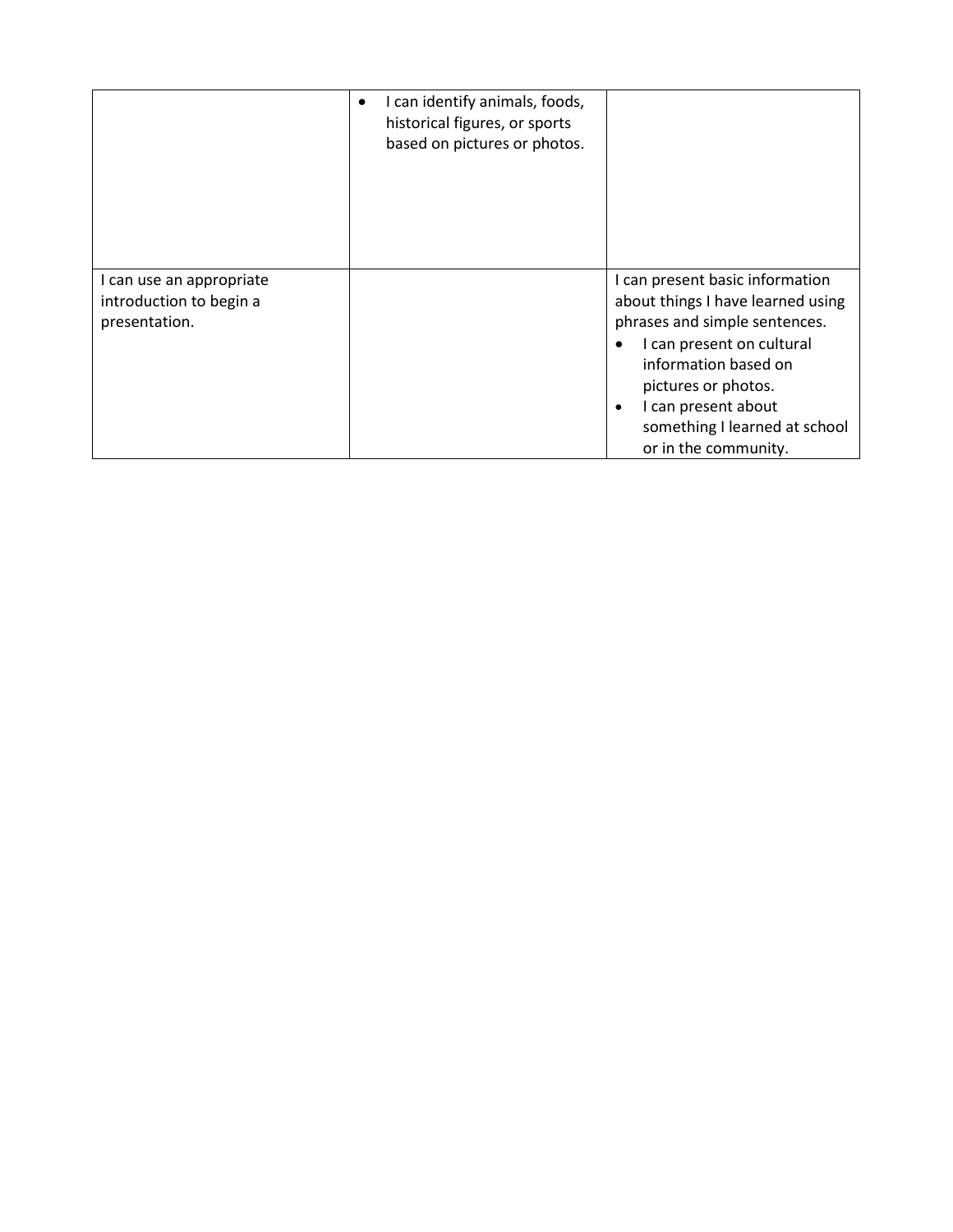| | | |
|---|---|---|
| | • I can identify animals, foods, historical figures, or sports based on pictures or photos. | |
| I can use an appropriate introduction to begin a presentation. | | I can present basic information about things I have learned using phrases and simple sentences.<br>• I can present on cultural information based on pictures or photos.<br>• I can present about something I learned at school or in the community. |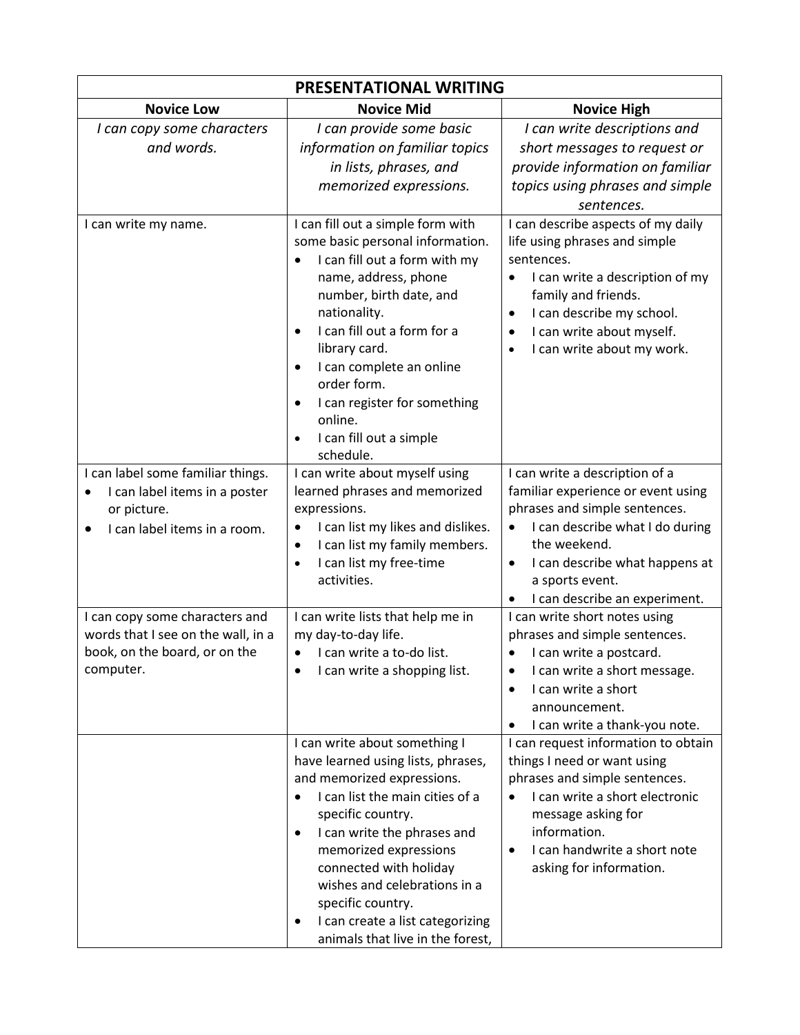| PRESENTATIONAL WRITING | | |
|---|---|---|
| **Novice Low** | **Novice Mid** | **Novice High** |
| *I can copy some characters and words.* | *I can provide some basic information on familiar topics in lists, phrases, and memorized expressions.* | *I can write descriptions and short messages to request or provide information on familiar topics using phrases and simple sentences.* |
| I can write my name. | I can fill out a simple form with some basic personal information.<br>• I can fill out a form with my name, address, phone number, birth date, and nationality.<br>• I can fill out a form for a library card.<br>• I can complete an online order form.<br>• I can register for something online.<br>• I can fill out a simple schedule. | I can describe aspects of my daily life using phrases and simple sentences.<br>• I can write a description of my family and friends.<br>• I can describe my school.<br>• I can write about myself.<br>• I can write about my work. |
| I can label some familiar things.<br>• I can label items in a poster or picture.<br>• I can label items in a room. | I can write about myself using learned phrases and memorized expressions.<br>• I can list my likes and dislikes.<br>• I can list my family members.<br>• I can list my free-time activities. | I can write a description of a familiar experience or event using phrases and simple sentences.<br>• I can describe what I do during the weekend.<br>• I can describe what happens at a sports event.<br>• I can describe an experiment. |
| I can copy some characters and words that I see on the wall, in a book, on the board, or on the computer. | I can write lists that help me in my day-to-day life.<br>• I can write a to-do list.<br>• I can write a shopping list. | I can write short notes using phrases and simple sentences.<br>• I can write a postcard.<br>• I can write a short message.<br>• I can write a short announcement.<br>• I can write a thank-you note. |
| | I can write about something I have learned using lists, phrases, and memorized expressions.<br>• I can list the main cities of a specific country.<br>• I can write the phrases and memorized expressions connected with holiday wishes and celebrations in a specific country.<br>• I can create a list categorizing animals that live in the forest, | I can request information to obtain things I need or want using phrases and simple sentences.<br>• I can write a short electronic message asking for information.<br>• I can handwrite a short note asking for information. |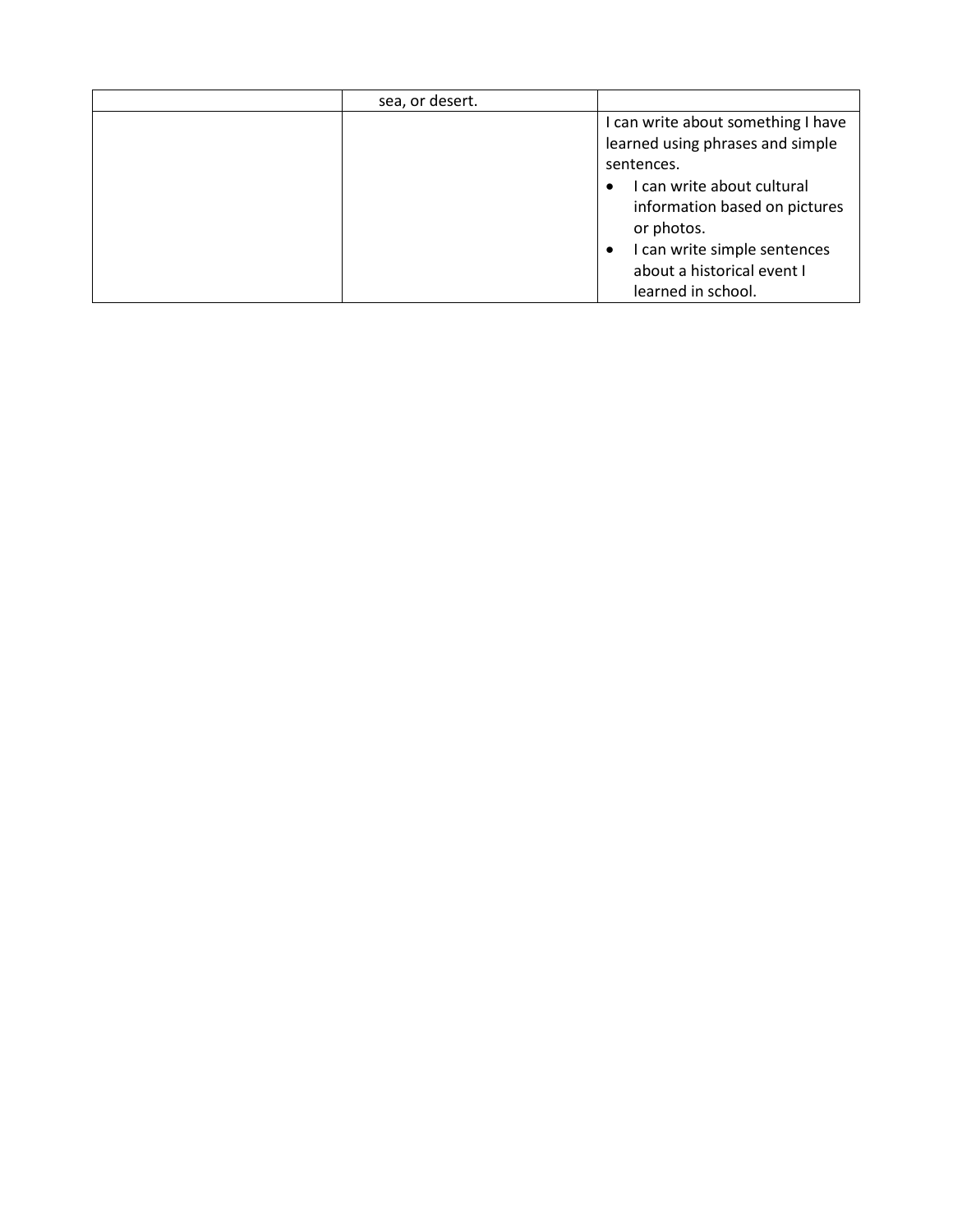| | | |
|---|---|---|
| | sea, or desert. | |
| | | I can write about something I have learned using phrases and simple sentences.<br>• I can write about cultural information based on pictures or photos.<br>• I can write simple sentences about a historical event I learned in school. |